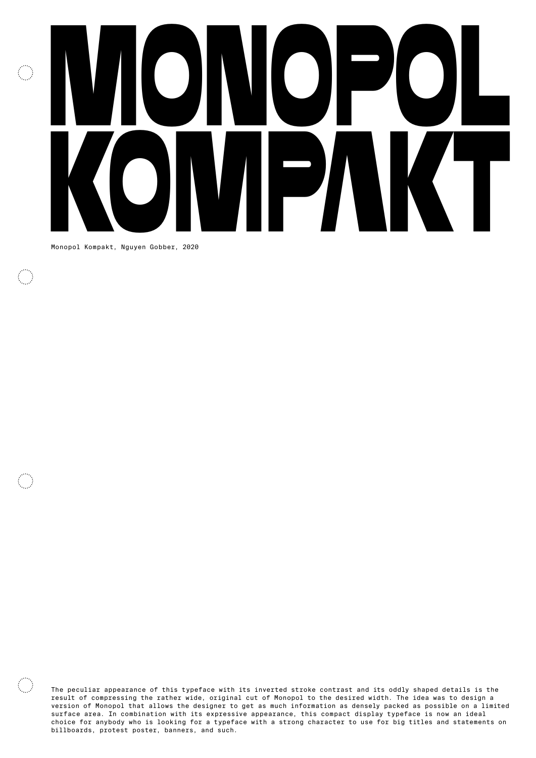# MONOPOL KOMPAKT

Monopol Kompakt, Nguyen Gobber, 2020

The peculiar appearance of this typeface with its inverted stroke contrast and its oddly shaped details is the result of compressing the rather wide, original cut of Monopol to the desired width. The idea was to design a version of Monopol that allows the designer to get as much information as densely packed as possible on a limited surface area. In combination with its expressive appearance, this compact display typeface is now an ideal choice for anybody who is looking for a typeface with a strong character to use for big titles and statements on billboards, protest poster, banners, and such.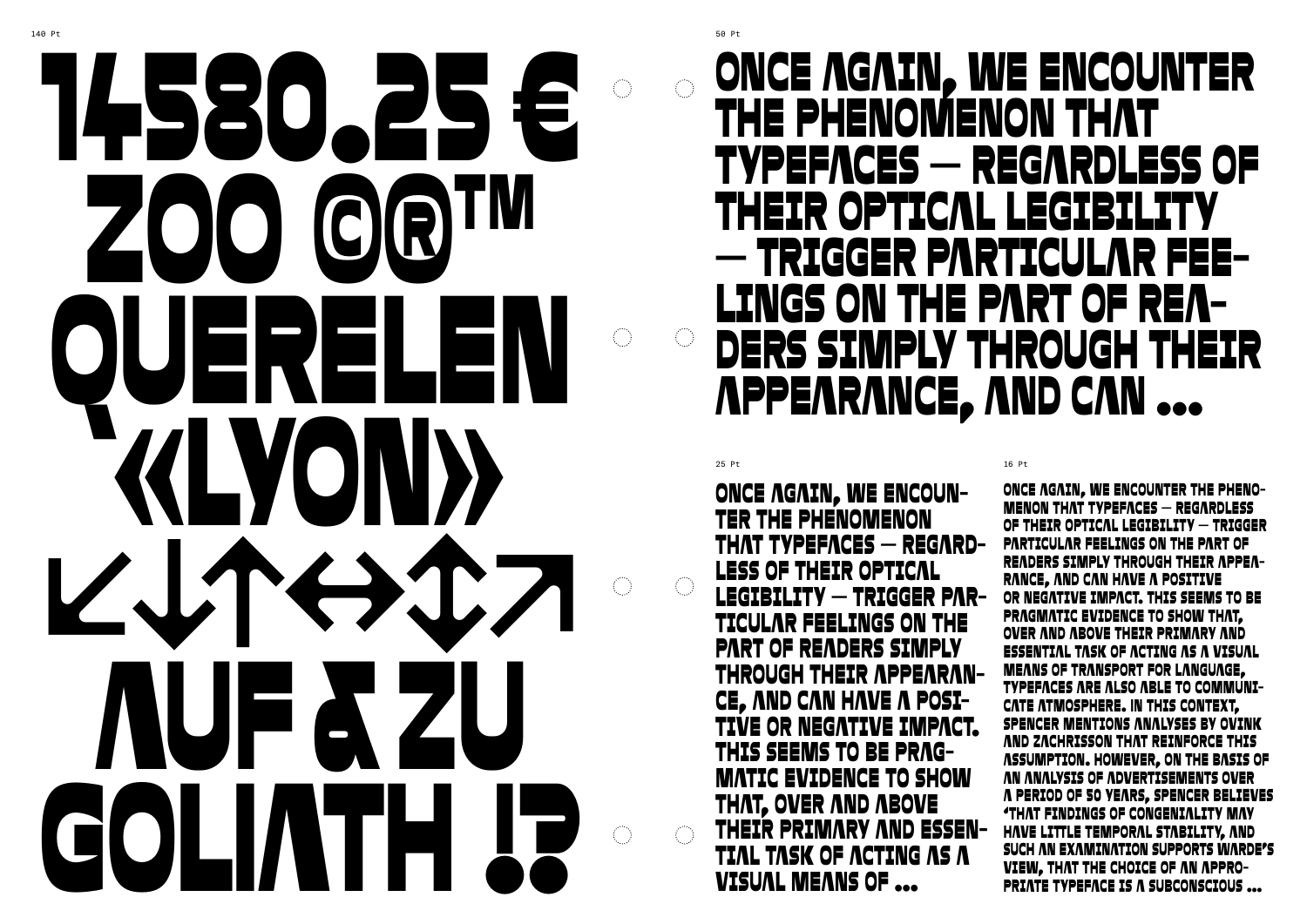140 Pt

14580.25 €
ZOO ©®™
QUERELEN
«LYON»
↙↓↑↔↕↗
AUF & ZU
GOLIATH !?

50 Pt

ONCE AGAIN, WE ENCOUNTER THE PHENOMENON THAT TYPEFACES — REGARDLESS OF THEIR OPTICAL LEGIBILITY — TRIGGER PARTICULAR FEE-LINGS ON THE PART OF REA-DERS SIMPLY THROUGH THEIR APPEARANCE, AND CAN ...

25 Pt

ONCE AGAIN, WE ENCOUN-TER THE PHENOMENON THAT TYPEFACES — REGARD-LESS OF THEIR OPTICAL LEGIBILITY — TRIGGER PAR-TICULAR FEELINGS ON THE PART OF READERS SIMPLY THROUGH THEIR APPEARAN-CE, AND CAN HAVE A POSI-TIVE OR NEGATIVE IMPACT. THIS SEEMS TO BE PRAG-MATIC EVIDENCE TO SHOW THAT, OVER AND ABOVE THEIR PRIMARY AND ESSEN-TIAL TASK OF ACTING AS A VISUAL MEANS OF ...

16 Pt

ONCE AGAIN, WE ENCOUNTER THE PHENO-MENON THAT TYPEFACES — REGARDLESS OF THEIR OPTICAL LEGIBILITY — TRIGGER PARTICULAR FEELINGS ON THE PART OF READERS SIMPLY THROUGH THEIR APPEA-RANCE, AND CAN HAVE A POSITIVE OR NEGATIVE IMPACT. THIS SEEMS TO BE PRAGMATIC EVIDENCE TO SHOW THAT, OVER AND ABOVE THEIR PRIMARY AND ESSENTIAL TASK OF ACTING AS A VISUAL MEANS OF TRANSPORT FOR LANGUAGE, TYPEFACES ARE ALSO ABLE TO COMMUNI-CATE ATMOSPHERE. IN THIS CONTEXT, SPENCER MENTIONS ANALYSES BY OVINK AND ZACHRISSON THAT REINFORCE THIS ASSUMPTION. HOWEVER, ON THE BASIS OF AN ANALYSIS OF ADVERTISEMENTS OVER A PERIOD OF 50 YEARS, SPENCER BELIEVES 'THAT FINDINGS OF CONGENIALITY MAY HAVE LITTLE TEMPORAL STABILITY, AND SUCH AN EXAMINATION SUPPORTS WARDE'S VIEW, THAT THE CHOICE OF AN APPRO-PRIATE TYPEFACE IS A SUBCONSCIOUS ...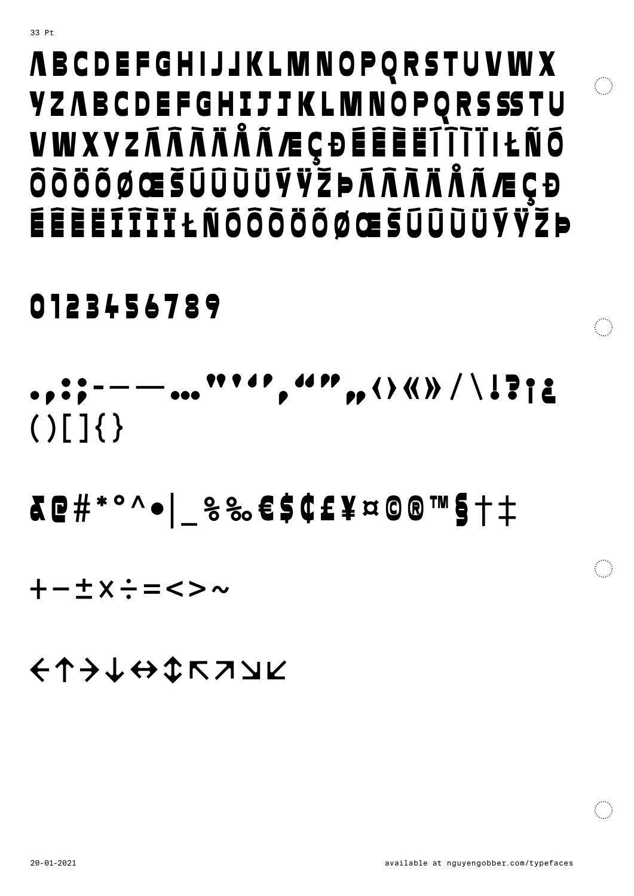33 Pt

ABCDEFGHIJJKLMNOPQRSTUVWX
YZABCDEFGHIJJKLMNOPQRSSSTU
VWXYZÁÂÀÄÅÃÆÇĐÉÊÈËÍÎÌÏIŁÑÓ
ÔÒÖÕØŒŠÚÛÙÜÝŸŽÞÁÂÀÄÅÃÆÇĐ
ÉÊÈËÍÎÌÏŁÑÓÔÒÖÕØŒŠÚÛÙÜÝŸŽÞ

0123456789

.,:;-–—…"'‘’‚“”„‹›«»/\!?¡¿
()[]{}

&@#*°^•|_%‰€$¢£¥¤©®™§†‡

+−±×÷=<>~

←↑→↓↔↕↖↗↘↙

20-01-2021

available at nguyengobber.com/typefaces